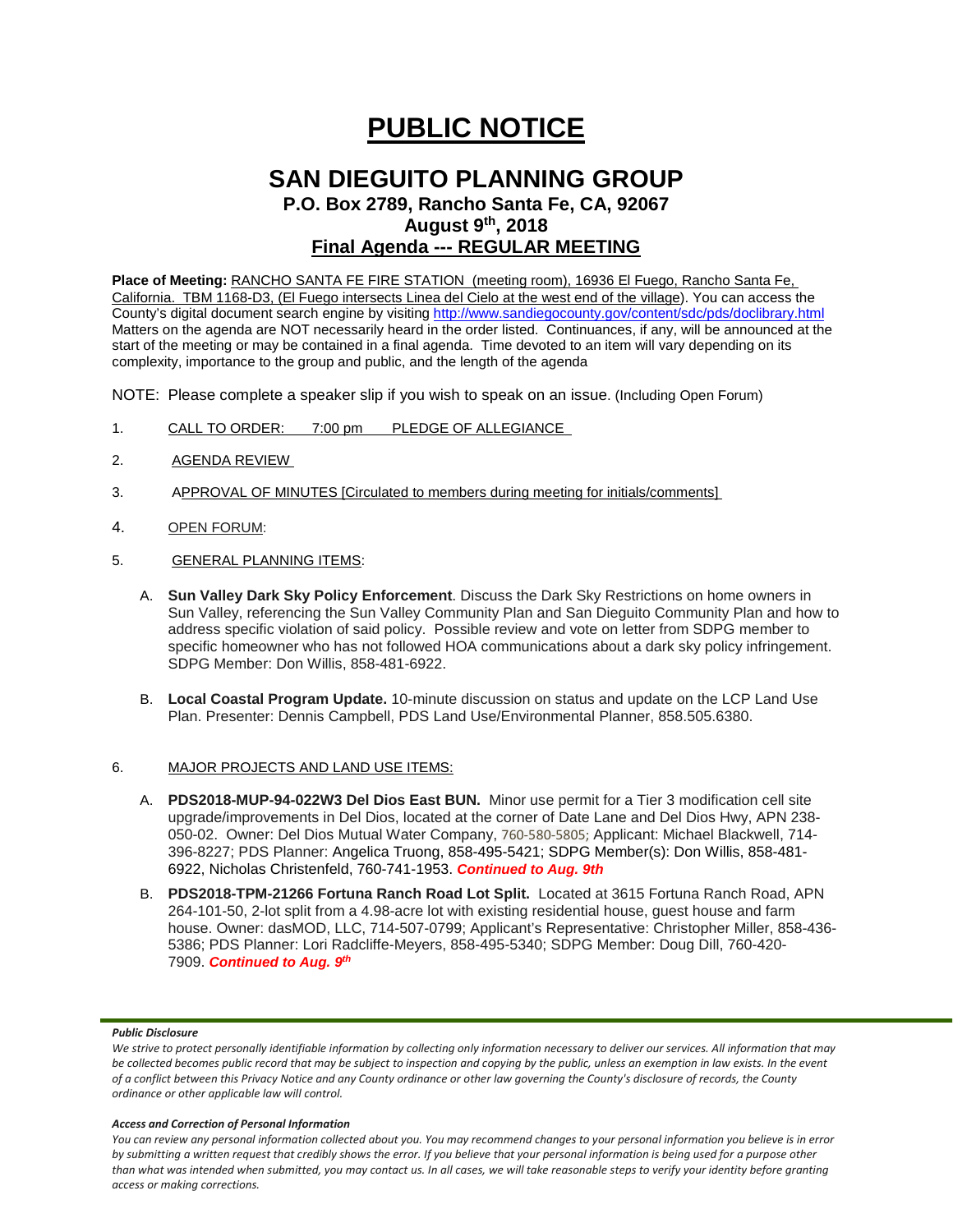# PUBLIC NOTICE

## SAN DIEGUITO PLANNING GROUP

### P.O. Box 2789, Rancho Santa Fe, CA, 92067

### August 9th, 2018

### Final Agenda --- REGULAR MEETING

**Place of Meeting:** RANCHO SANTA FE FIRE STATION (meeting room), 16936 El Fuego, Rancho Santa Fe, California. TBM 1168-D3, (El Fuego intersects Linea del Cielo at the west end of the village). You can access the County's digital document search engine by visiting http://www.sandiegocounty.gov/content/sdc/pds/doclibrary.html Matters on the agenda are NOT necessarily heard in the order listed. Continuances, if any, will be announced at the start of the meeting or may be contained in a final agenda. Time devoted to an item will vary depending on its complexity, importance to the group and public, and the length of the agenda

NOTE: Please complete a speaker slip if you wish to speak on an issue. (Including Open Forum)

1. CALL TO ORDER: 7:00 pm PLEDGE OF ALLEGIANCE

2. AGENDA REVIEW

3. APPROVAL OF MINUTES [Circulated to members during meeting for initials/comments]

4. OPEN FORUM:

5. GENERAL PLANNING ITEMS:

   A. **Sun Valley Dark Sky Policy Enforcement**. Discuss the Dark Sky Restrictions on home owners in Sun Valley, referencing the Sun Valley Community Plan and San Dieguito Community Plan and how to address specific violation of said policy. Possible review and vote on letter from SDPG member to specific homeowner who has not followed HOA communications about a dark sky policy infringement. SDPG Member: Don Willis, 858-481-6922.

   B. **Local Coastal Program Update.** 10-minute discussion on status and update on the LCP Land Use Plan. Presenter: Dennis Campbell, PDS Land Use/Environmental Planner, 858.505.6380.

6. MAJOR PROJECTS AND LAND USE ITEMS:

   A. **PDS2018-MUP-94-022W3 Del Dios East BUN.** Minor use permit for a Tier 3 modification cell site upgrade/improvements in Del Dios, located at the corner of Date Lane and Del Dios Hwy, APN 238-050-02. Owner: Del Dios Mutual Water Company, 760-580-5805; Applicant: Michael Blackwell, 714-396-8227; PDS Planner: Angelica Truong, 858-495-5421; SDPG Member(s): Don Willis, 858-481-6922, Nicholas Christenfeld, 760-741-1953. ***Continued to Aug. 9th***

   B. **PDS2018-TPM-21266 Fortuna Ranch Road Lot Split.** Located at 3615 Fortuna Ranch Road, APN 264-101-50, 2-lot split from a 4.98-acre lot with existing residential house, guest house and farm house. Owner: dasMOD, LLC, 714-507-0799; Applicant's Representative: Christopher Miller, 858-436-5386; PDS Planner: Lori Radcliffe-Meyers, 858-495-5340; SDPG Member: Doug Dill, 760-420-7909. ***Continued to Aug. 9th***

***Public Disclosure***

*We strive to protect personally identifiable information by collecting only information necessary to deliver our services. All information that may be collected becomes public record that may be subject to inspection and copying by the public, unless an exemption in law exists. In the event of a conflict between this Privacy Notice and any County ordinance or other law governing the County's disclosure of records, the County ordinance or other applicable law will control.*

***Access and Correction of Personal Information***

*You can review any personal information collected about you. You may recommend changes to your personal information you believe is in error by submitting a written request that credibly shows the error. If you believe that your personal information is being used for a purpose other than what was intended when submitted, you may contact us. In all cases, we will take reasonable steps to verify your identity before granting access or making corrections.*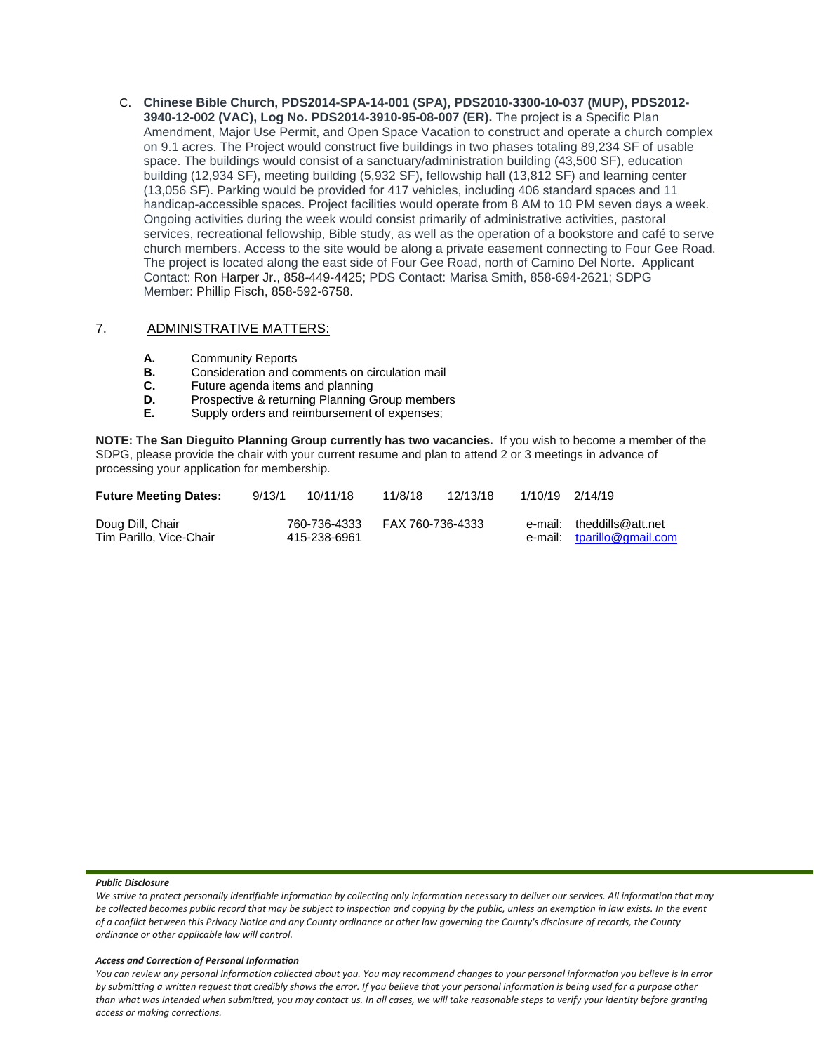C. **Chinese Bible Church, PDS2014-SPA-14-001 (SPA), PDS2010-3300-10-037 (MUP), PDS2012-3940-12-002 (VAC), Log No. PDS2014-3910-95-08-007 (ER).** The project is a Specific Plan Amendment, Major Use Permit, and Open Space Vacation to construct and operate a church complex on 9.1 acres. The Project would construct five buildings in two phases totaling 89,234 SF of usable space. The buildings would consist of a sanctuary/administration building (43,500 SF), education building (12,934 SF), meeting building (5,932 SF), fellowship hall (13,812 SF) and learning center (13,056 SF). Parking would be provided for 417 vehicles, including 406 standard spaces and 11 handicap-accessible spaces. Project facilities would operate from 8 AM to 10 PM seven days a week. Ongoing activities during the week would consist primarily of administrative activities, pastoral services, recreational fellowship, Bible study, as well as the operation of a bookstore and café to serve church members. Access to the site would be along a private easement connecting to Four Gee Road. The project is located along the east side of Four Gee Road, north of Camino Del Norte. Applicant Contact: Ron Harper Jr., 858-449-4425; PDS Contact: Marisa Smith, 858-694-2621; SDPG Member: Phillip Fisch, 858-592-6758.

7. <u>ADMINISTRATIVE MATTERS:</u>

**A.** Community Reports
**B.** Consideration and comments on circulation mail
**C.** Future agenda items and planning
**D.** Prospective & returning Planning Group members
**E.** Supply orders and reimbursement of expenses;

**NOTE: The San Dieguito Planning Group currently has two vacancies.** If you wish to become a member of the SDPG, please provide the chair with your current resume and plan to attend 2 or 3 meetings in advance of processing your application for membership.

**Future Meeting Dates:** 9/13/1 10/11/18 11/8/18 12/13/18 1/10/19 2/14/19

Doug Dill, Chair 760-736-4333 FAX 760-736-4333 e-mail: theddills@att.net
Tim Parillo, Vice-Chair 415-238-6961 e-mail: tparillo@gmail.com

***Public Disclosure***

*We strive to protect personally identifiable information by collecting only information necessary to deliver our services. All information that may be collected becomes public record that may be subject to inspection and copying by the public, unless an exemption in law exists. In the event of a conflict between this Privacy Notice and any County ordinance or other law governing the County's disclosure of records, the County ordinance or other applicable law will control.*

***Access and Correction of Personal Information***

*You can review any personal information collected about you. You may recommend changes to your personal information you believe is in error by submitting a written request that credibly shows the error. If you believe that your personal information is being used for a purpose other than what was intended when submitted, you may contact us. In all cases, we will take reasonable steps to verify your identity before granting access or making corrections.*